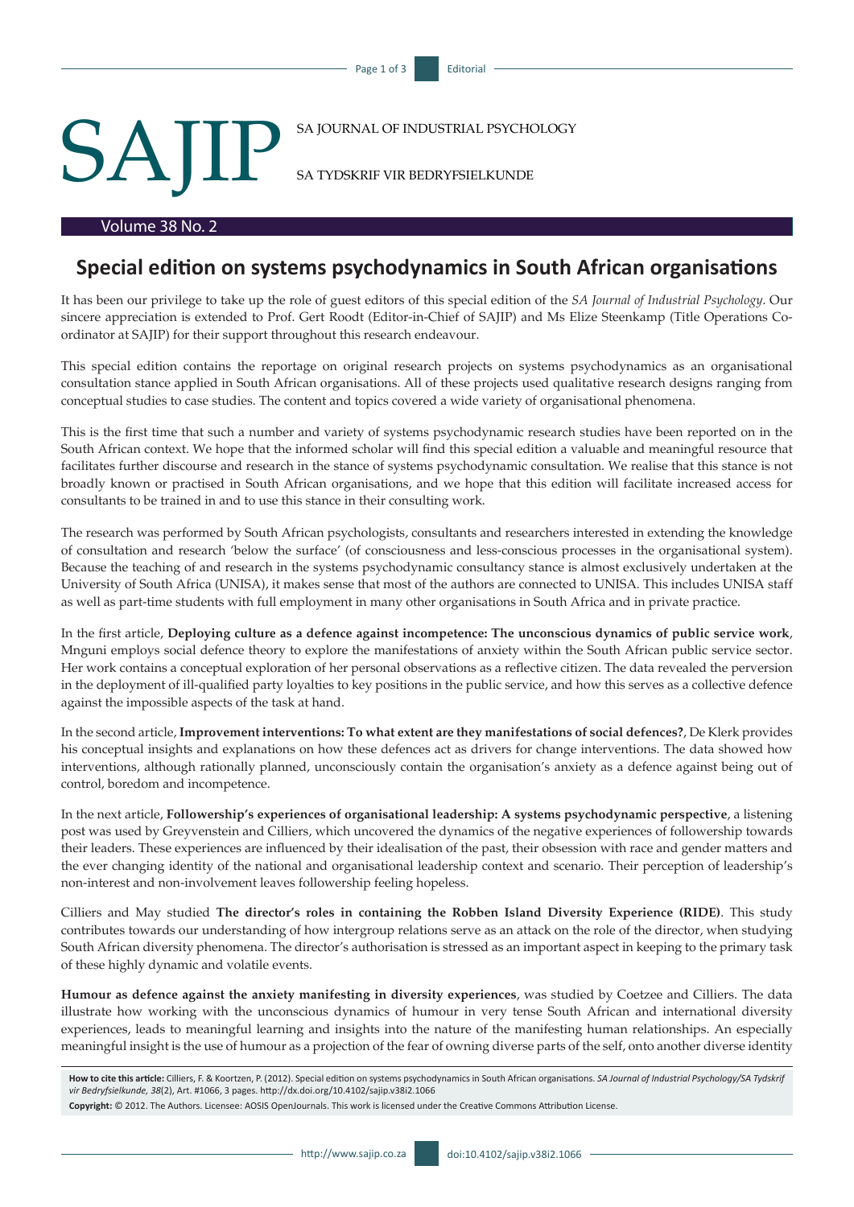# Special edition on systems psychodynamics in South African organisations

It has been our privilege to take up the role of guest editors of this special edition of the *SA Journal of Industrial Psychology*. Our sincere appreciation is extended to Prof. Gert Roodt (Editor-in-Chief of SAJIP) and Ms Elize Steenkamp (Title Operations Co-ordinator at SAJIP) for their support throughout this research endeavour.

This special edition contains the reportage on original research projects on systems psychodynamics as an organisational consultation stance applied in South African organisations. All of these projects used qualitative research designs ranging from conceptual studies to case studies. The content and topics covered a wide variety of organisational phenomena.

This is the first time that such a number and variety of systems psychodynamic research studies have been reported on in the South African context. We hope that the informed scholar will find this special edition a valuable and meaningful resource that facilitates further discourse and research in the stance of systems psychodynamic consultation. We realise that this stance is not broadly known or practised in South African organisations, and we hope that this edition will facilitate increased access for consultants to be trained in and to use this stance in their consulting work.

The research was performed by South African psychologists, consultants and researchers interested in extending the knowledge of consultation and research 'below the surface' (of consciousness and less-conscious processes in the organisational system). Because the teaching of and research in the systems psychodynamic consultancy stance is almost exclusively undertaken at the University of South Africa (UNISA), it makes sense that most of the authors are connected to UNISA. This includes UNISA staff as well as part-time students with full employment in many other organisations in South Africa and in private practice.

In the first article, **Deploying culture as a defence against incompetence: The unconscious dynamics of public service work**, Mnguni employs social defence theory to explore the manifestations of anxiety within the South African public service sector. Her work contains a conceptual exploration of her personal observations as a reflective citizen. The data revealed the perversion in the deployment of ill-qualified party loyalties to key positions in the public service, and how this serves as a collective defence against the impossible aspects of the task at hand.

In the second article, **Improvement interventions: To what extent are they manifestations of social defences?**, De Klerk provides his conceptual insights and explanations on how these defences act as drivers for change interventions. The data showed how interventions, although rationally planned, unconsciously contain the organisation's anxiety as a defence against being out of control, boredom and incompetence.

In the next article, **Followership's experiences of organisational leadership: A systems psychodynamic perspective**, a listening post was used by Greyvenstein and Cilliers, which uncovered the dynamics of the negative experiences of followership towards their leaders. These experiences are influenced by their idealisation of the past, their obsession with race and gender matters and the ever changing identity of the national and organisational leadership context and scenario. Their perception of leadership's non-interest and non-involvement leaves followership feeling hopeless.

Cilliers and May studied **The director's roles in containing the Robben Island Diversity Experience (RIDE)**. This study contributes towards our understanding of how intergroup relations serve as an attack on the role of the director, when studying South African diversity phenomena. The director's authorisation is stressed as an important aspect in keeping to the primary task of these highly dynamic and volatile events.

**Humour as defence against the anxiety manifesting in diversity experiences**, was studied by Coetzee and Cilliers. The data illustrate how working with the unconscious dynamics of humour in very tense South African and international diversity experiences, leads to meaningful learning and insights into the nature of the manifesting human relationships. An especially meaningful insight is the use of humour as a projection of the fear of owning diverse parts of the self, onto another diverse identity

**How to cite this article:** Cilliers, F. & Koortzen, P. (2012). Special edition on systems psychodynamics in South African organisations. *SA Journal of Industrial Psychology/SA Tydskrif vir Bedryfsielkunde, 38*(2), Art. #1066, 3 pages. http://dx.doi.org/10.4102/sajip.v38i2.1066

**Copyright:** © 2012. The Authors. Licensee: AOSIS OpenJournals. This work is licensed under the Creative Commons Attribution License.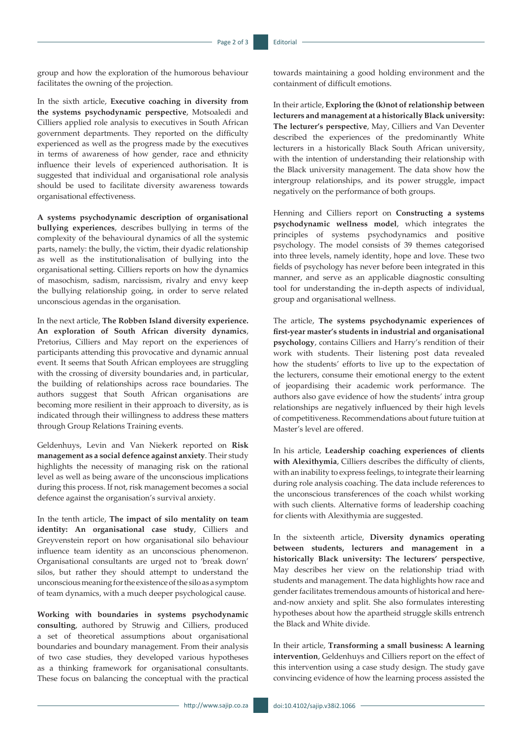group and how the exploration of the humorous behaviour facilitates the owning of the projection.

In the sixth article, **Executive coaching in diversity from the systems psychodynamic perspective**, Motsoaledi and Cilliers applied role analysis to executives in South African government departments. They reported on the difficulty experienced as well as the progress made by the executives in terms of awareness of how gender, race and ethnicity influence their levels of experienced authorisation. It is suggested that individual and organisational role analysis should be used to facilitate diversity awareness towards organisational effectiveness.

**A systems psychodynamic description of organisational bullying experiences**, describes bullying in terms of the complexity of the behavioural dynamics of all the systemic parts, namely: the bully, the victim, their dyadic relationship as well as the institutionalisation of bullying into the organisational setting. Cilliers reports on how the dynamics of masochism, sadism, narcissism, rivalry and envy keep the bullying relationship going, in order to serve related unconscious agendas in the organisation.

In the next article, **The Robben Island diversity experience. An exploration of South African diversity dynamics**, Pretorius, Cilliers and May report on the experiences of participants attending this provocative and dynamic annual event. It seems that South African employees are struggling with the crossing of diversity boundaries and, in particular, the building of relationships across race boundaries. The authors suggest that South African organisations are becoming more resilient in their approach to diversity, as is indicated through their willingness to address these matters through Group Relations Training events.

Geldenhuys, Levin and Van Niekerk reported on **Risk management as a social defence against anxiety**. Their study highlights the necessity of managing risk on the rational level as well as being aware of the unconscious implications during this process. If not, risk management becomes a social defence against the organisation's survival anxiety.

In the tenth article, **The impact of silo mentality on team identity: An organisational case study**, Cilliers and Greyvenstein report on how organisational silo behaviour influence team identity as an unconscious phenomenon. Organisational consultants are urged not to 'break down' silos, but rather they should attempt to understand the unconscious meaning for the existence of the silo as a symptom of team dynamics, with a much deeper psychological cause.

**Working with boundaries in systems psychodynamic consulting**, authored by Struwig and Cilliers, produced a set of theoretical assumptions about organisational boundaries and boundary management. From their analysis of two case studies, they developed various hypotheses as a thinking framework for organisational consultants. These focus on balancing the conceptual with the practical towards maintaining a good holding environment and the containment of difficult emotions.

In their article, **Exploring the (k)not of relationship between lecturers and management at a historically Black university: The lecturer's perspective**, May, Cilliers and Van Deventer described the experiences of the predominantly White lecturers in a historically Black South African university, with the intention of understanding their relationship with the Black university management. The data show how the intergroup relationships, and its power struggle, impact negatively on the performance of both groups.

Henning and Cilliers report on **Constructing a systems psychodynamic wellness model**, which integrates the principles of systems psychodynamics and positive psychology. The model consists of 39 themes categorised into three levels, namely identity, hope and love. These two fields of psychology has never before been integrated in this manner, and serve as an applicable diagnostic consulting tool for understanding the in-depth aspects of individual, group and organisational wellness.

The article, **The systems psychodynamic experiences of first-year master's students in industrial and organisational psychology**, contains Cilliers and Harry's rendition of their work with students. Their listening post data revealed how the students' efforts to live up to the expectation of the lecturers, consume their emotional energy to the extent of jeopardising their academic work performance. The authors also gave evidence of how the students' intra group relationships are negatively influenced by their high levels of competitiveness. Recommendations about future tuition at Master's level are offered.

In his article, **Leadership coaching experiences of clients with Alexithymia**, Cilliers describes the difficulty of clients, with an inability to express feelings, to integrate their learning during role analysis coaching. The data include references to the unconscious transferences of the coach whilst working with such clients. Alternative forms of leadership coaching for clients with Alexithymia are suggested.

In the sixteenth article, **Diversity dynamics operating between students, lecturers and management in a historically Black university: The lecturers' perspective**, May describes her view on the relationship triad with students and management. The data highlights how race and gender facilitates tremendous amounts of historical and here-and-now anxiety and split. She also formulates interesting hypotheses about how the apartheid struggle skills entrench the Black and White divide.

In their article, **Transforming a small business: A learning intervention**, Geldenhuys and Cilliers report on the effect of this intervention using a case study design. The study gave convincing evidence of how the learning process assisted the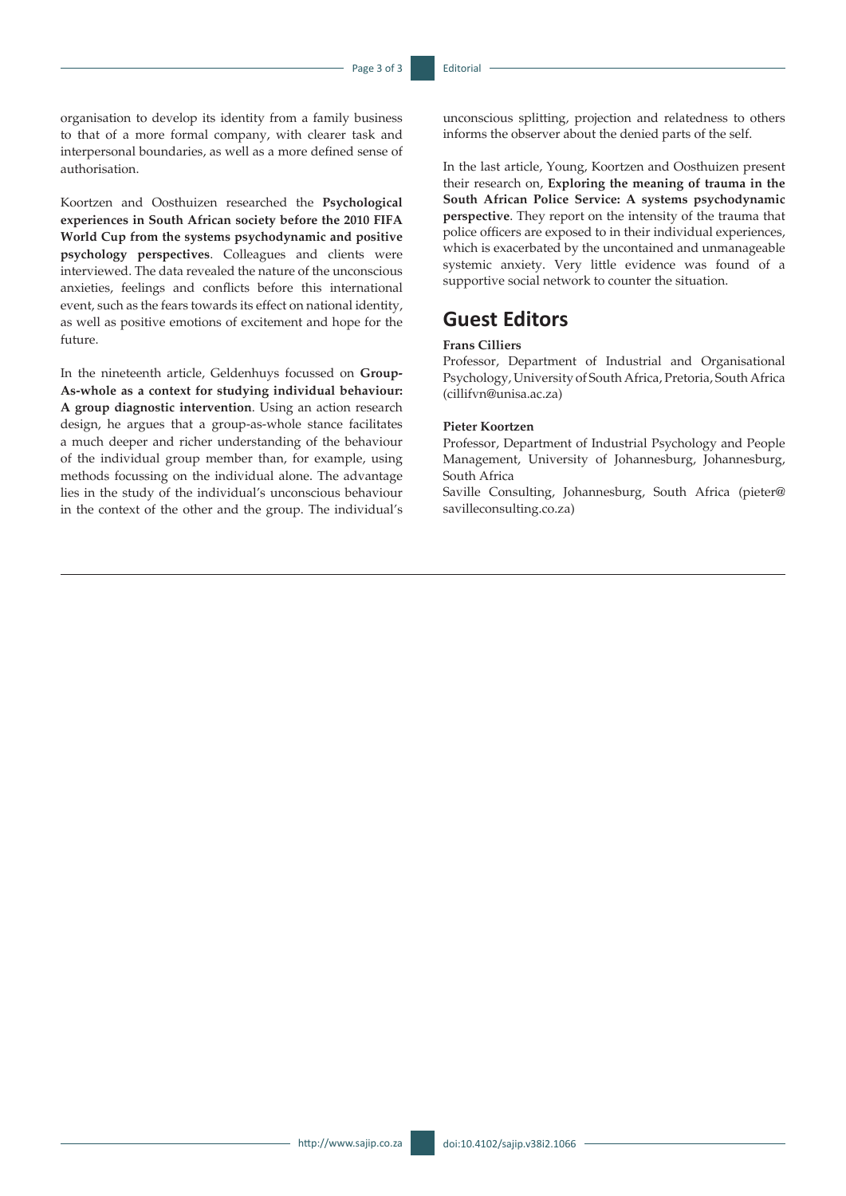organisation to develop its identity from a family business to that of a more formal company, with clearer task and interpersonal boundaries, as well as a more defined sense of authorisation.

Koortzen and Oosthuizen researched the **Psychological experiences in South African society before the 2010 FIFA World Cup from the systems psychodynamic and positive psychology perspectives**. Colleagues and clients were interviewed. The data revealed the nature of the unconscious anxieties, feelings and conflicts before this international event, such as the fears towards its effect on national identity, as well as positive emotions of excitement and hope for the future.

In the nineteenth article, Geldenhuys focussed on **Group-As-whole as a context for studying individual behaviour: A group diagnostic intervention**. Using an action research design, he argues that a group-as-whole stance facilitates a much deeper and richer understanding of the behaviour of the individual group member than, for example, using methods focussing on the individual alone. The advantage lies in the study of the individual's unconscious behaviour in the context of the other and the group. The individual's unconscious splitting, projection and relatedness to others informs the observer about the denied parts of the self.

In the last article, Young, Koortzen and Oosthuizen present their research on, **Exploring the meaning of trauma in the South African Police Service: A systems psychodynamic perspective**. They report on the intensity of the trauma that police officers are exposed to in their individual experiences, which is exacerbated by the uncontained and unmanageable systemic anxiety. Very little evidence was found of a supportive social network to counter the situation.

## Guest Editors

**Frans Cilliers**
Professor, Department of Industrial and Organisational Psychology, University of South Africa, Pretoria, South Africa (cillifvn@unisa.ac.za)

**Pieter Koortzen**
Professor, Department of Industrial Psychology and People Management, University of Johannesburg, Johannesburg, South Africa
Saville Consulting, Johannesburg, South Africa (pieter@savilleconsulting.co.za)